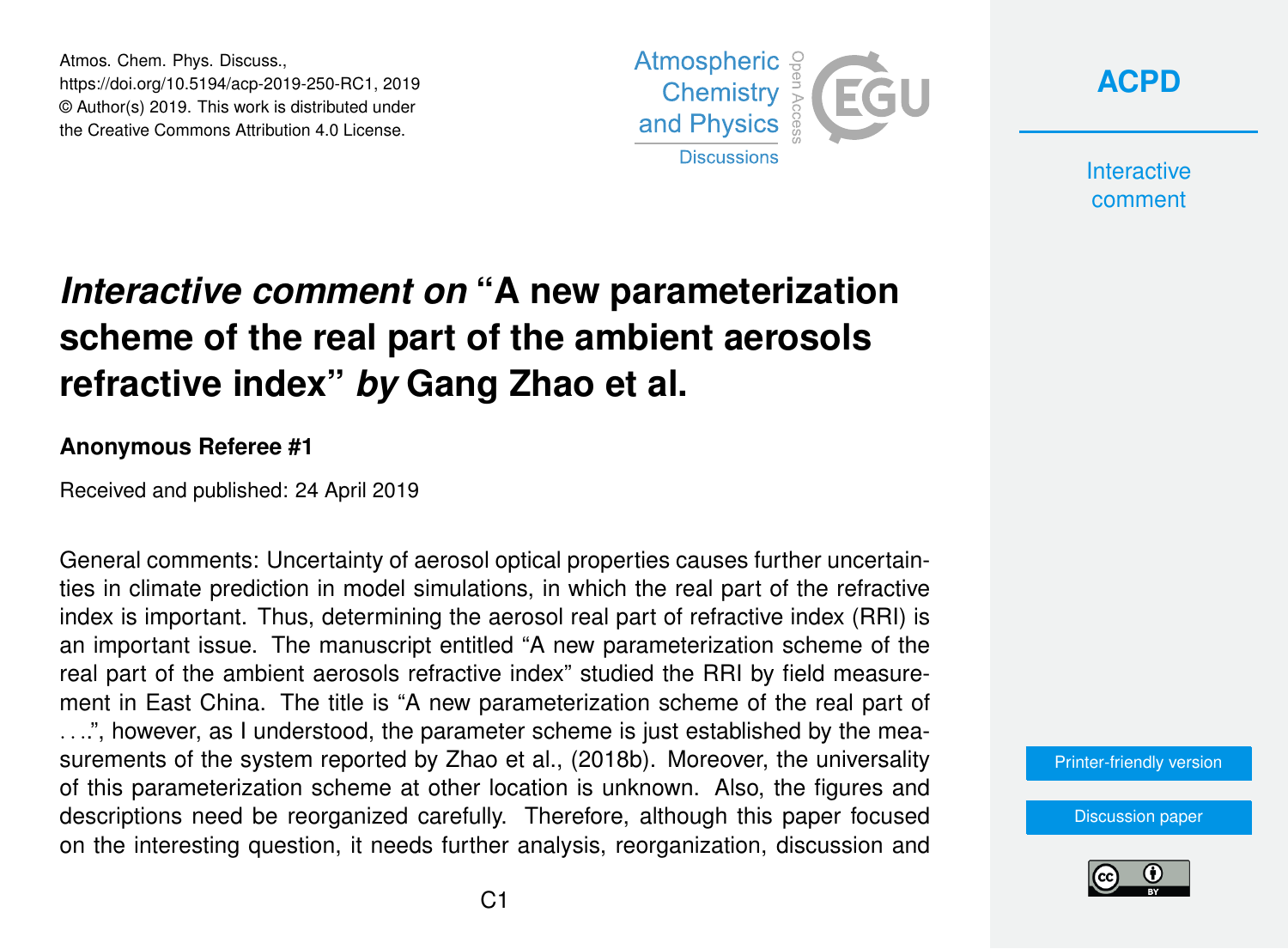# *Interactive comment on* "A new parameterization scheme of the real part of the ambient aerosols refractive index" *by* Gang Zhao et al.

**Anonymous Referee #1**

Received and published: 24 April 2019

General comments: Uncertainty of aerosol optical properties causes further uncertainties in climate prediction in model simulations, in which the real part of the refractive index is important. Thus, determining the aerosol real part of refractive index (RRI) is an important issue. The manuscript entitled "A new parameterization scheme of the real part of the ambient aerosols refractive index" studied the RRI by field measurement in East China. The title is "A new parameterization scheme of the real part of . . ..", however, as I understood, the parameter scheme is just established by the measurements of the system reported by Zhao et al., (2018b). Moreover, the universality of this parameterization scheme at other location is unknown. Also, the figures and descriptions need be reorganized carefully. Therefore, although this paper focused on the interesting question, it needs further analysis, reorganization, discussion and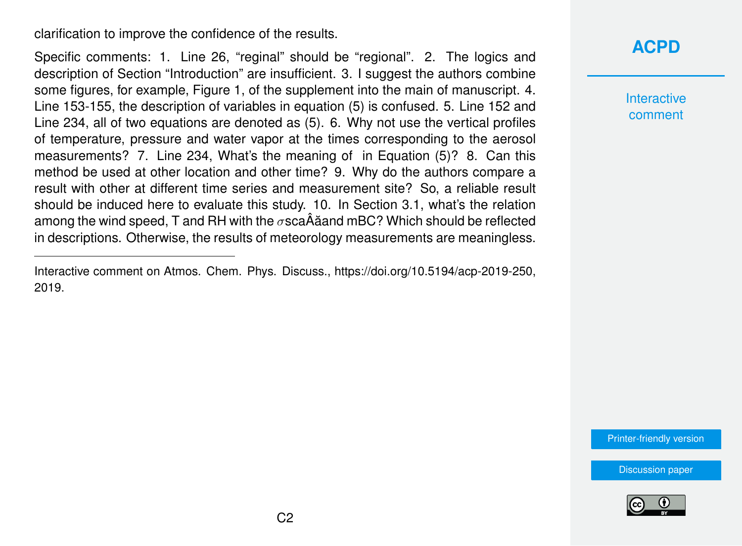clarification to improve the confidence of the results.

Specific comments: 1. Line 26, “reginal” should be “regional”. 2. The logics and description of Section “Introduction” are insufficient. 3. I suggest the authors combine some figures, for example, Figure 1, of the supplement into the main of manuscript. 4. Line 153-155, the description of variables in equation (5) is confused. 5. Line 152 and Line 234, all of two equations are denoted as (5). 6. Why not use the vertical profiles of temperature, pressure and water vapor at the times corresponding to the aerosol measurements? 7. Line 234, What’s the meaning of  in Equation (5)? 8. Can this method be used at other location and other time? 9. Why do the authors compare a result with other at different time series and measurement site? So, a reliable result should be induced here to evaluate this study. 10. In Section 3.1, what’s the relation among the wind speed, T and RH with the $\sigma$scaÂăand mBC? Which should be reflected in descriptions. Otherwise, the results of meteorology measurements are meaningless.

---

Interactive comment on Atmos. Chem. Phys. Discuss., https://doi.org/10.5194/acp-2019-250, 2019.